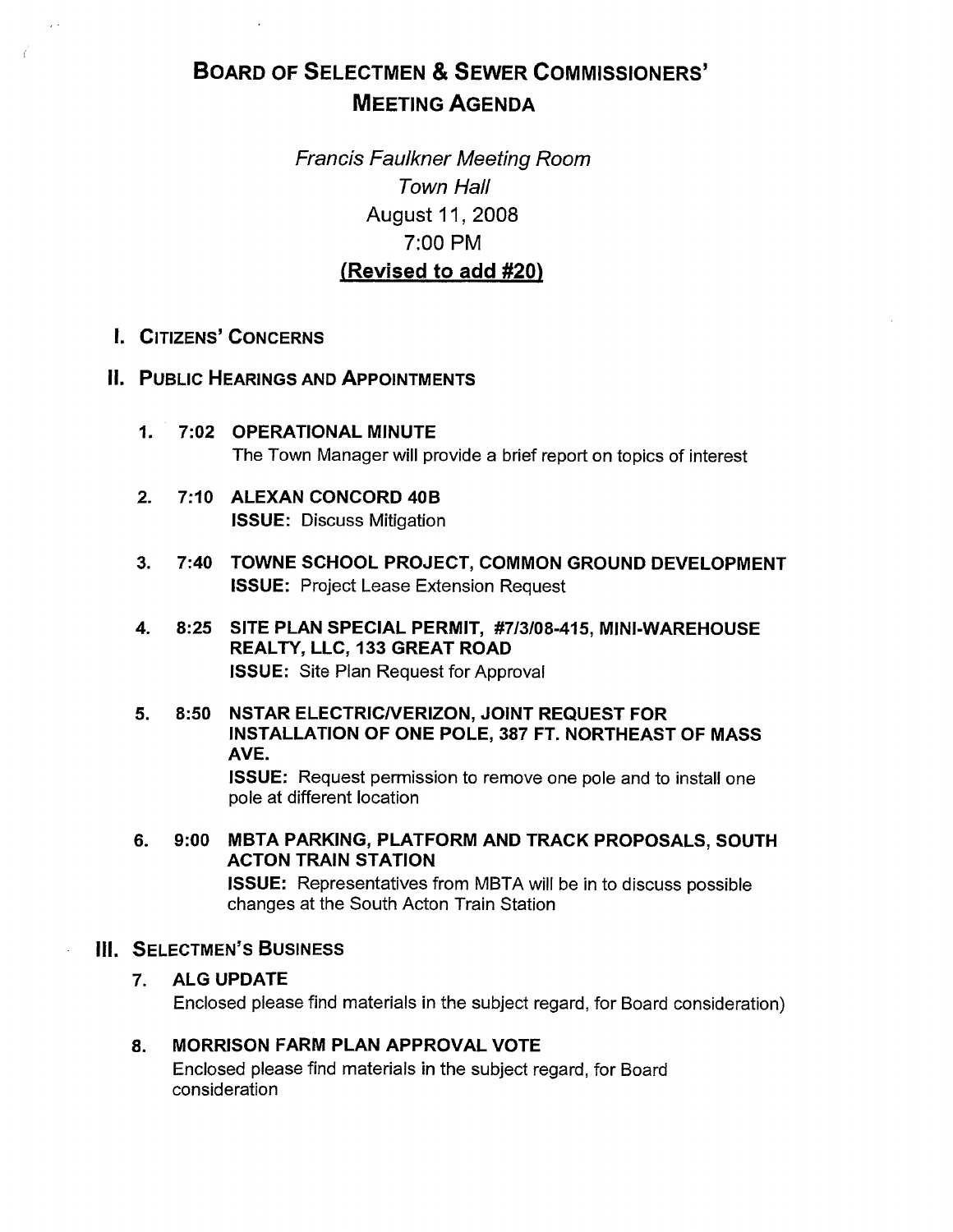# BOARD OF SELECTMEN & SEWER COMMISSIONERS' MEETING AGENDA

*Francis Faulkner Meeting Room*
*Town Hall*
August 11, 2008
7:00 PM
**(Revised to add #20)**

## I. CITIZENS' CONCERNS

## II. PUBLIC HEARINGS AND APPOINTMENTS

1. **7:02 OPERATIONAL MINUTE**
   The Town Manager will provide a brief report on topics of interest

2. **7:10 ALEXAN CONCORD 40B**
   **ISSUE:** Discuss Mitigation

3. **7:40 TOWNE SCHOOL PROJECT, COMMON GROUND DEVELOPMENT**
   **ISSUE:** Project Lease Extension Request

4. **8:25 SITE PLAN SPECIAL PERMIT, #7/3/08-415, MINI-WAREHOUSE REALTY, LLC, 133 GREAT ROAD**
   **ISSUE:** Site Plan Request for Approval

5. **8:50 NSTAR ELECTRIC/VERIZON, JOINT REQUEST FOR INSTALLATION OF ONE POLE, 387 FT. NORTHEAST OF MASS AVE.**
   **ISSUE:** Request permission to remove one pole and to install one pole at different location

6. **9:00 MBTA PARKING, PLATFORM AND TRACK PROPOSALS, SOUTH ACTON TRAIN STATION**
   **ISSUE:** Representatives from MBTA will be in to discuss possible changes at the South Acton Train Station

## III. SELECTMEN'S BUSINESS

7. **ALG UPDATE**
   Enclosed please find materials in the subject regard, for Board consideration)

8. **MORRISON FARM PLAN APPROVAL VOTE**
   Enclosed please find materials in the subject regard, for Board consideration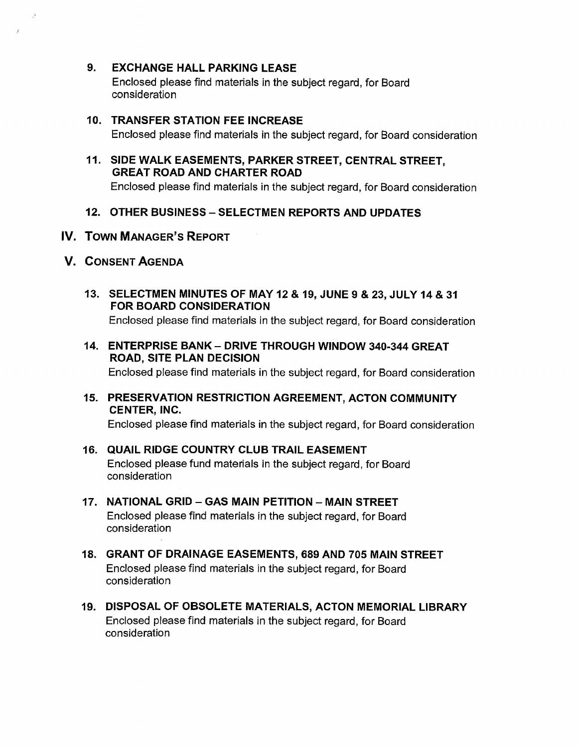9. **EXCHANGE HALL PARKING LEASE**
   Enclosed please find materials in the subject regard, for Board consideration

10. **TRANSFER STATION FEE INCREASE**
    Enclosed please find materials in the subject regard, for Board consideration

11. **SIDE WALK EASEMENTS, PARKER STREET, CENTRAL STREET, GREAT ROAD AND CHARTER ROAD**
    Enclosed please find materials in the subject regard, for Board consideration

12. **OTHER BUSINESS – SELECTMEN REPORTS AND UPDATES**

## IV. Town Manager's Report

## V. Consent Agenda

13. **SELECTMEN MINUTES OF MAY 12 & 19, JUNE 9 & 23, JULY 14 & 31 FOR BOARD CONSIDERATION**
    Enclosed please find materials in the subject regard, for Board consideration

14. **ENTERPRISE BANK – DRIVE THROUGH WINDOW 340-344 GREAT ROAD, SITE PLAN DECISION**
    Enclosed please find materials in the subject regard, for Board consideration

15. **PRESERVATION RESTRICTION AGREEMENT, ACTON COMMUNITY CENTER, INC.**
    Enclosed please find materials in the subject regard, for Board consideration

16. **QUAIL RIDGE COUNTRY CLUB TRAIL EASEMENT**
    Enclosed please fund materials in the subject regard, for Board consideration

17. **NATIONAL GRID – GAS MAIN PETITION – MAIN STREET**
    Enclosed please find materials in the subject regard, for Board consideration

18. **GRANT OF DRAINAGE EASEMENTS, 689 AND 705 MAIN STREET**
    Enclosed please find materials in the subject regard, for Board consideration

19. **DISPOSAL OF OBSOLETE MATERIALS, ACTON MEMORIAL LIBRARY**
    Enclosed please find materials in the subject regard, for Board consideration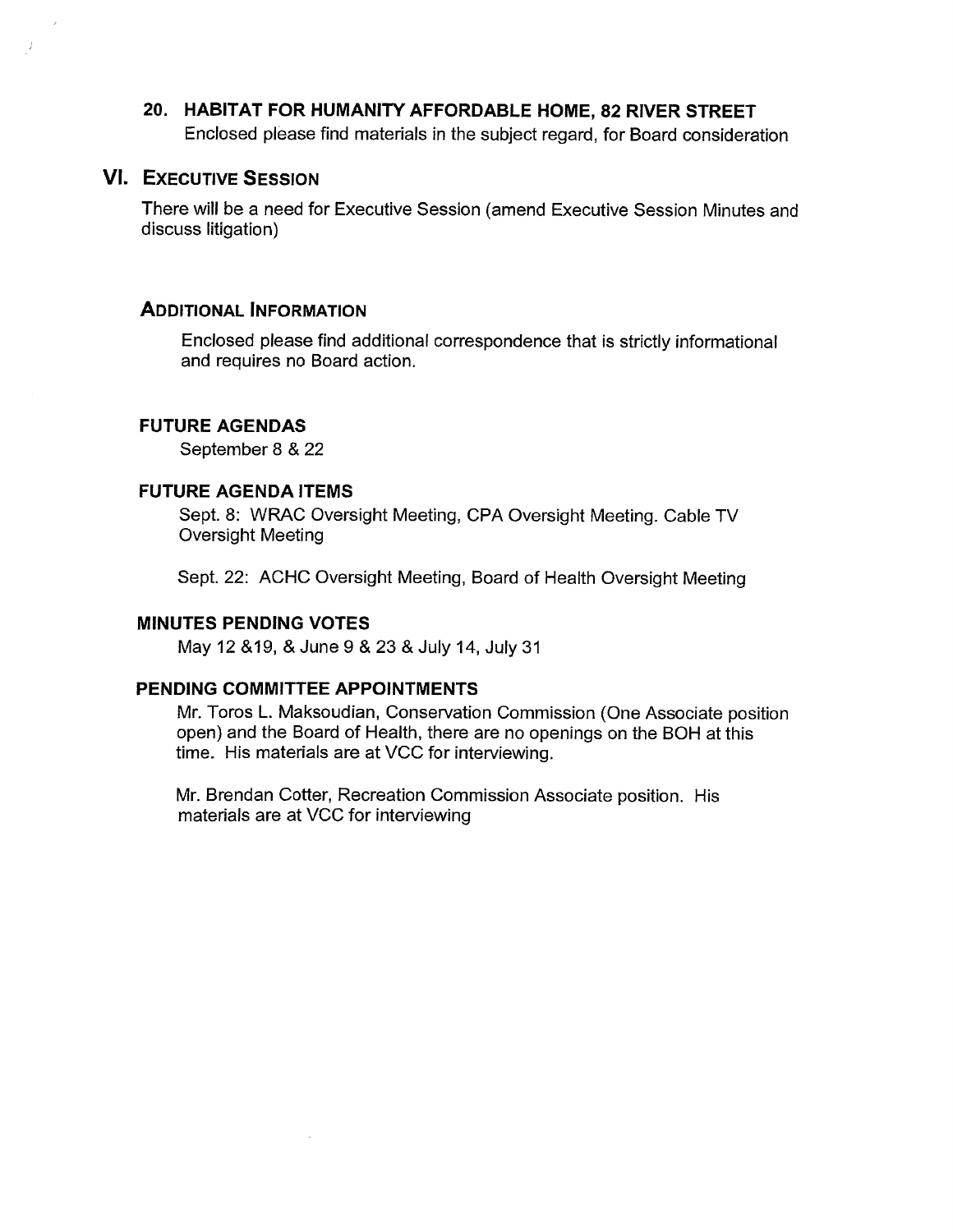### 20. HABITAT FOR HUMANITY AFFORDABLE HOME, 82 RIVER STREET

Enclosed please find materials in the subject regard, for Board consideration

## VI. EXECUTIVE SESSION

There will be a need for Executive Session (amend Executive Session Minutes and discuss litigation)

### ADDITIONAL INFORMATION

Enclosed please find additional correspondence that is strictly informational and requires no Board action.

### FUTURE AGENDAS

September 8 & 22

### FUTURE AGENDA ITEMS

Sept. 8: WRAC Oversight Meeting, CPA Oversight Meeting. Cable TV Oversight Meeting

Sept. 22: ACHC Oversight Meeting, Board of Health Oversight Meeting

### MINUTES PENDING VOTES

May 12 &19, & June 9 & 23 & July 14, July 31

### PENDING COMMITTEE APPOINTMENTS

Mr. Toros L. Maksoudian, Conservation Commission (One Associate position open) and the Board of Health, there are no openings on the BOH at this time. His materials are at VCC for interviewing.

Mr. Brendan Cotter, Recreation Commission Associate position. His materials are at VCC for interviewing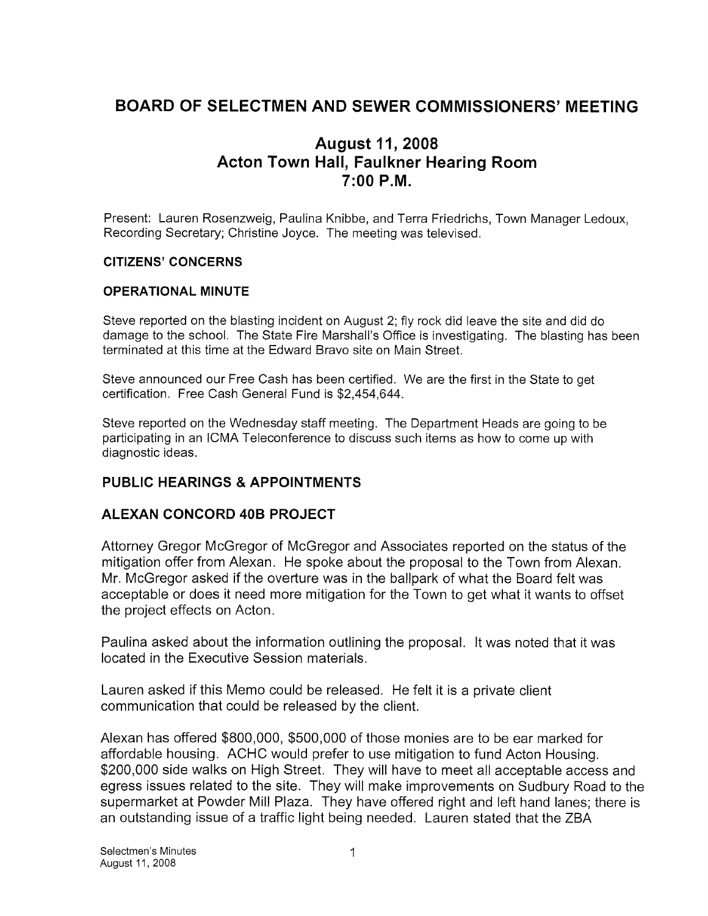# BOARD OF SELECTMEN AND SEWER COMMISSIONERS' MEETING

## August 11, 2008
## Acton Town Hall, Faulkner Hearing Room
## 7:00 P.M.

Present: Lauren Rosenzweig, Paulina Knibbe, and Terra Friedrichs, Town Manager Ledoux, Recording Secretary; Christine Joyce. The meeting was televised.

**CITIZENS' CONCERNS**

**OPERATIONAL MINUTE**

Steve reported on the blasting incident on August 2; fly rock did leave the site and did do damage to the school. The State Fire Marshall's Office is investigating. The blasting has been terminated at this time at the Edward Bravo site on Main Street.

Steve announced our Free Cash has been certified. We are the first in the State to get certification. Free Cash General Fund is $2,454,644.

Steve reported on the Wednesday staff meeting. The Department Heads are going to be participating in an ICMA Teleconference to discuss such items as how to come up with diagnostic ideas.

### PUBLIC HEARINGS & APPOINTMENTS

### ALEXAN CONCORD 40B PROJECT

Attorney Gregor McGregor of McGregor and Associates reported on the status of the mitigation offer from Alexan. He spoke about the proposal to the Town from Alexan. Mr. McGregor asked if the overture was in the ballpark of what the Board felt was acceptable or does it need more mitigation for the Town to get what it wants to offset the project effects on Acton.

Paulina asked about the information outlining the proposal. It was noted that it was located in the Executive Session materials.

Lauren asked if this Memo could be released. He felt it is a private client communication that could be released by the client.

Alexan has offered $800,000, $500,000 of those monies are to be ear marked for affordable housing. ACHC would prefer to use mitigation to fund Acton Housing. $200,000 side walks on High Street. They will have to meet all acceptable access and egress issues related to the site. They will make improvements on Sudbury Road to the supermarket at Powder Mill Plaza. They have offered right and left hand lanes; there is an outstanding issue of a traffic light being needed. Lauren stated that the ZBA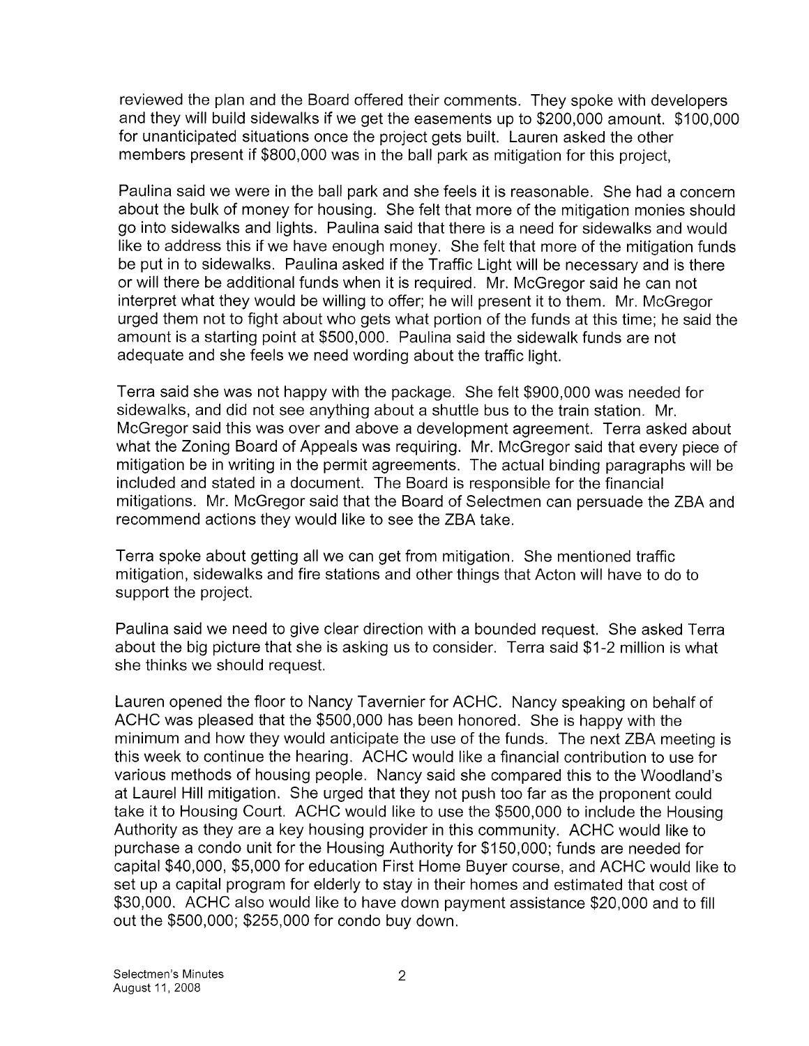reviewed the plan and the Board offered their comments. They spoke with developers and they will build sidewalks if we get the easements up to $200,000 amount. $100,000 for unanticipated situations once the project gets built. Lauren asked the other members present if $800,000 was in the ball park as mitigation for this project,

Paulina said we were in the ball park and she feels it is reasonable. She had a concern about the bulk of money for housing. She felt that more of the mitigation monies should go into sidewalks and lights. Paulina said that there is a need for sidewalks and would like to address this if we have enough money. She felt that more of the mitigation funds be put in to sidewalks. Paulina asked if the Traffic Light will be necessary and is there or will there be additional funds when it is required. Mr. McGregor said he can not interpret what they would be willing to offer; he will present it to them. Mr. McGregor urged them not to fight about who gets what portion of the funds at this time; he said the amount is a starting point at $500,000. Paulina said the sidewalk funds are not adequate and she feels we need wording about the traffic light.

Terra said she was not happy with the package. She felt $900,000 was needed for sidewalks, and did not see anything about a shuttle bus to the train station. Mr. McGregor said this was over and above a development agreement. Terra asked about what the Zoning Board of Appeals was requiring. Mr. McGregor said that every piece of mitigation be in writing in the permit agreements. The actual binding paragraphs will be included and stated in a document. The Board is responsible for the financial mitigations. Mr. McGregor said that the Board of Selectmen can persuade the ZBA and recommend actions they would like to see the ZBA take.

Terra spoke about getting all we can get from mitigation. She mentioned traffic mitigation, sidewalks and fire stations and other things that Acton will have to do to support the project.

Paulina said we need to give clear direction with a bounded request. She asked Terra about the big picture that she is asking us to consider. Terra said $1-2 million is what she thinks we should request.

Lauren opened the floor to Nancy Tavernier for ACHC. Nancy speaking on behalf of ACHC was pleased that the $500,000 has been honored. She is happy with the minimum and how they would anticipate the use of the funds. The next ZBA meeting is this week to continue the hearing. ACHC would like a financial contribution to use for various methods of housing people. Nancy said she compared this to the Woodland's at Laurel Hill mitigation. She urged that they not push too far as the proponent could take it to Housing Court. ACHC would like to use the $500,000 to include the Housing Authority as they are a key housing provider in this community. ACHC would like to purchase a condo unit for the Housing Authority for $150,000; funds are needed for capital $40,000, $5,000 for education First Home Buyer course, and ACHC would like to set up a capital program for elderly to stay in their homes and estimated that cost of $30,000. ACHC also would like to have down payment assistance $20,000 and to fill out the $500,000; $255,000 for condo buy down.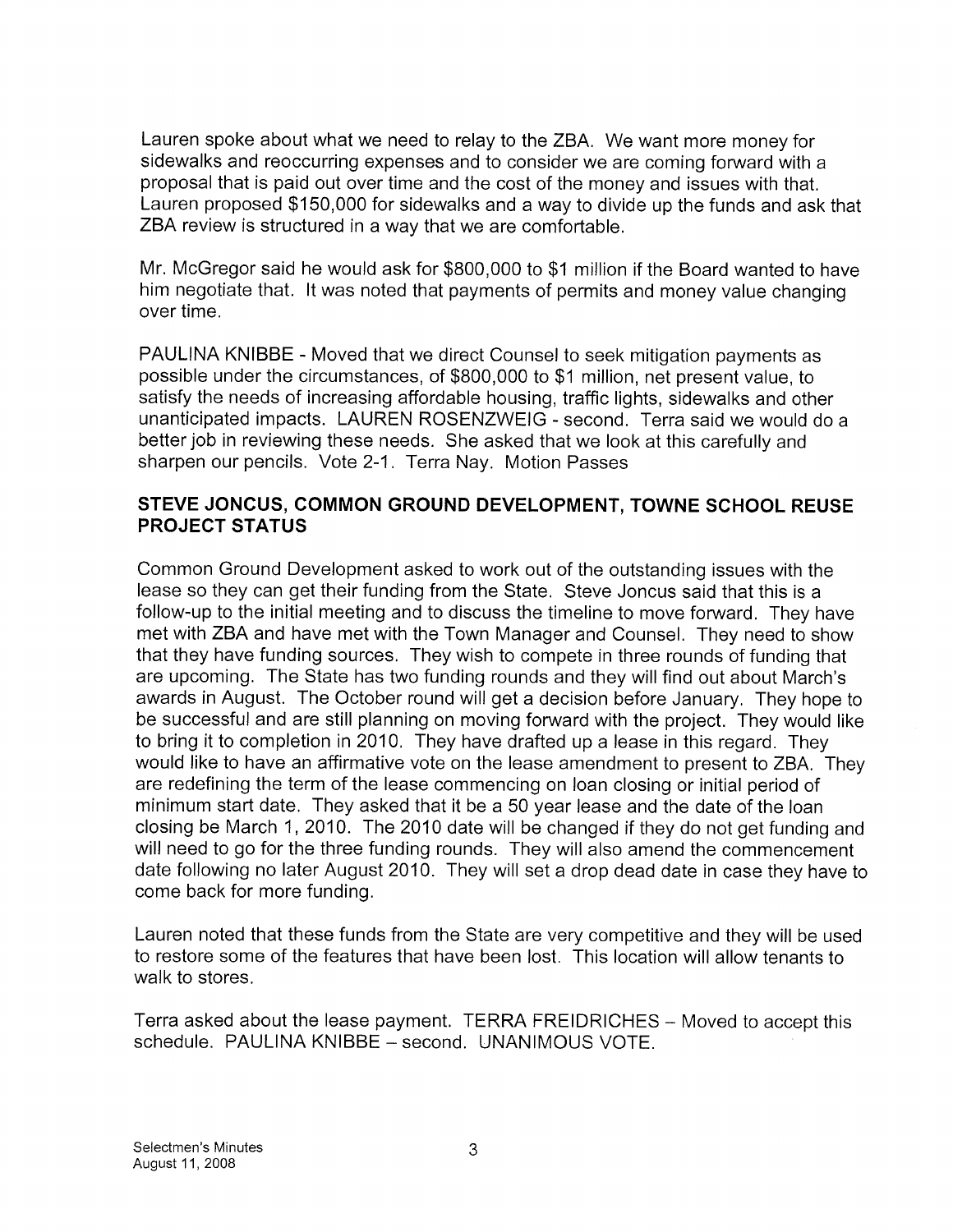Lauren spoke about what we need to relay to the ZBA. We want more money for sidewalks and reoccurring expenses and to consider we are coming forward with a proposal that is paid out over time and the cost of the money and issues with that. Lauren proposed $150,000 for sidewalks and a way to divide up the funds and ask that ZBA review is structured in a way that we are comfortable.

Mr. McGregor said he would ask for $800,000 to $1 million if the Board wanted to have him negotiate that. It was noted that payments of permits and money value changing over time.

PAULINA KNIBBE - Moved that we direct Counsel to seek mitigation payments as possible under the circumstances, of $800,000 to $1 million, net present value, to satisfy the needs of increasing affordable housing, traffic lights, sidewalks and other unanticipated impacts. LAUREN ROSENZWEIG - second. Terra said we would do a better job in reviewing these needs. She asked that we look at this carefully and sharpen our pencils. Vote 2-1. Terra Nay. Motion Passes

## STEVE JONCUS, COMMON GROUND DEVELOPMENT, TOWNE SCHOOL REUSE PROJECT STATUS

Common Ground Development asked to work out of the outstanding issues with the lease so they can get their funding from the State. Steve Joncus said that this is a follow-up to the initial meeting and to discuss the timeline to move forward. They have met with ZBA and have met with the Town Manager and Counsel. They need to show that they have funding sources. They wish to compete in three rounds of funding that are upcoming. The State has two funding rounds and they will find out about March's awards in August. The October round will get a decision before January. They hope to be successful and are still planning on moving forward with the project. They would like to bring it to completion in 2010. They have drafted up a lease in this regard. They would like to have an affirmative vote on the lease amendment to present to ZBA. They are redefining the term of the lease commencing on loan closing or initial period of minimum start date. They asked that it be a 50 year lease and the date of the loan closing be March 1, 2010. The 2010 date will be changed if they do not get funding and will need to go for the three funding rounds. They will also amend the commencement date following no later August 2010. They will set a drop dead date in case they have to come back for more funding.

Lauren noted that these funds from the State are very competitive and they will be used to restore some of the features that have been lost. This location will allow tenants to walk to stores.

Terra asked about the lease payment. TERRA FREIDRICHES – Moved to accept this schedule. PAULINA KNIBBE – second. UNANIMOUS VOTE.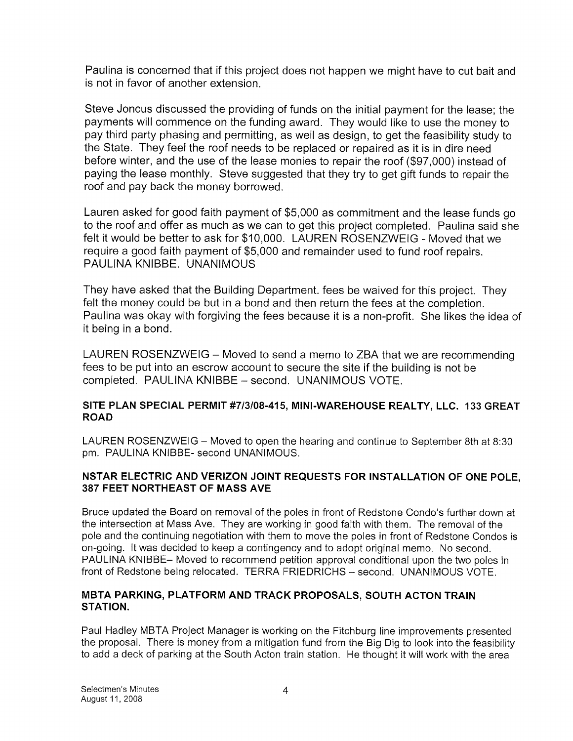Paulina is concerned that if this project does not happen we might have to cut bait and is not in favor of another extension.

Steve Joncus discussed the providing of funds on the initial payment for the lease; the payments will commence on the funding award. They would like to use the money to pay third party phasing and permitting, as well as design, to get the feasibility study to the State. They feel the roof needs to be replaced or repaired as it is in dire need before winter, and the use of the lease monies to repair the roof ($97,000) instead of paying the lease monthly. Steve suggested that they try to get gift funds to repair the roof and pay back the money borrowed.

Lauren asked for good faith payment of $5,000 as commitment and the lease funds go to the roof and offer as much as we can to get this project completed. Paulina said she felt it would be better to ask for $10,000. LAUREN ROSENZWEIG - Moved that we require a good faith payment of $5,000 and remainder used to fund roof repairs. PAULINA KNIBBE. UNANIMOUS

They have asked that the Building Department. fees be waived for this project. They felt the money could be but in a bond and then return the fees at the completion. Paulina was okay with forgiving the fees because it is a non-profit. She likes the idea of it being in a bond.

LAUREN ROSENZWEIG – Moved to send a memo to ZBA that we are recommending fees to be put into an escrow account to secure the site if the building is not be completed. PAULINA KNIBBE – second. UNANIMOUS VOTE.

**SITE PLAN SPECIAL PERMIT #7/3/08-415, MINI-WAREHOUSE REALTY, LLC. 133 GREAT ROAD**

LAUREN ROSENZWEIG – Moved to open the hearing and continue to September 8th at 8:30 pm. PAULINA KNIBBE- second UNANIMOUS.

**NSTAR ELECTRIC AND VERIZON JOINT REQUESTS FOR INSTALLATION OF ONE POLE, 387 FEET NORTHEAST OF MASS AVE**

Bruce updated the Board on removal of the poles in front of Redstone Condo's further down at the intersection at Mass Ave. They are working in good faith with them. The removal of the pole and the continuing negotiation with them to move the poles in front of Redstone Condos is on-going. It was decided to keep a contingency and to adopt original memo. No second. PAULINA KNIBBE– Moved to recommend petition approval conditional upon the two poles in front of Redstone being relocated. TERRA FRIEDRICHS – second. UNANIMOUS VOTE.

**MBTA PARKING, PLATFORM AND TRACK PROPOSALS, SOUTH ACTON TRAIN STATION.**

Paul Hadley MBTA Project Manager is working on the Fitchburg line improvements presented the proposal. There is money from a mitigation fund from the Big Dig to look into the feasibility to add a deck of parking at the South Acton train station. He thought it will work with the area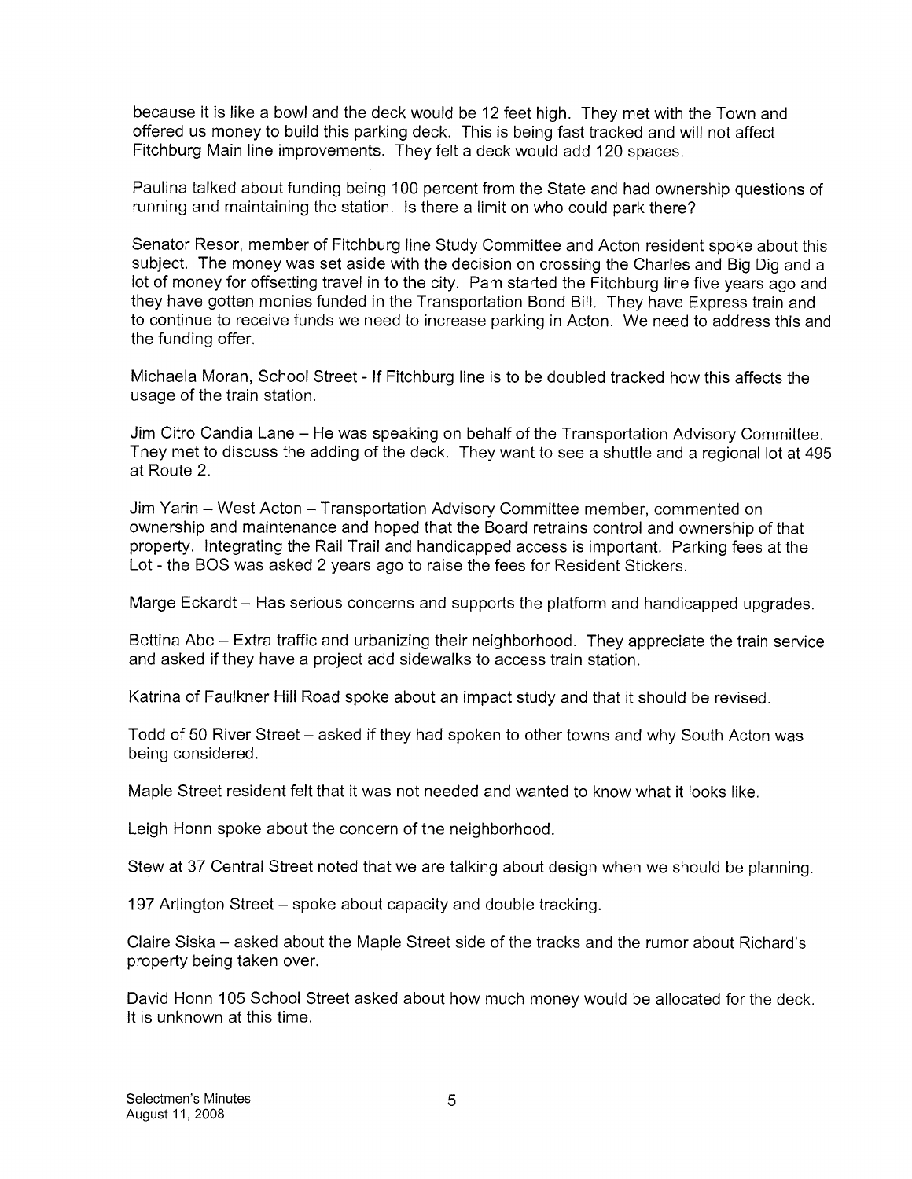because it is like a bowl and the deck would be 12 feet high. They met with the Town and offered us money to build this parking deck. This is being fast tracked and will not affect Fitchburg Main line improvements. They felt a deck would add 120 spaces.

Paulina talked about funding being 100 percent from the State and had ownership questions of running and maintaining the station. Is there a limit on who could park there?

Senator Resor, member of Fitchburg line Study Committee and Acton resident spoke about this subject. The money was set aside with the decision on crossing the Charles and Big Dig and a lot of money for offsetting travel in to the city. Pam started the Fitchburg line five years ago and they have gotten monies funded in the Transportation Bond Bill. They have Express train and to continue to receive funds we need to increase parking in Acton. We need to address this and the funding offer.

Michaela Moran, School Street - If Fitchburg line is to be doubled tracked how this affects the usage of the train station.

Jim Citro Candia Lane – He was speaking on behalf of the Transportation Advisory Committee. They met to discuss the adding of the deck. They want to see a shuttle and a regional lot at 495 at Route 2.

Jim Yarin – West Acton – Transportation Advisory Committee member, commented on ownership and maintenance and hoped that the Board retrains control and ownership of that property. Integrating the Rail Trail and handicapped access is important. Parking fees at the Lot - the BOS was asked 2 years ago to raise the fees for Resident Stickers.

Marge Eckardt – Has serious concerns and supports the platform and handicapped upgrades.

Bettina Abe – Extra traffic and urbanizing their neighborhood. They appreciate the train service and asked if they have a project add sidewalks to access train station.

Katrina of Faulkner Hill Road spoke about an impact study and that it should be revised.

Todd of 50 River Street – asked if they had spoken to other towns and why South Acton was being considered.

Maple Street resident felt that it was not needed and wanted to know what it looks like.

Leigh Honn spoke about the concern of the neighborhood.

Stew at 37 Central Street noted that we are talking about design when we should be planning.

197 Arlington Street – spoke about capacity and double tracking.

Claire Siska – asked about the Maple Street side of the tracks and the rumor about Richard's property being taken over.

David Honn 105 School Street asked about how much money would be allocated for the deck. It is unknown at this time.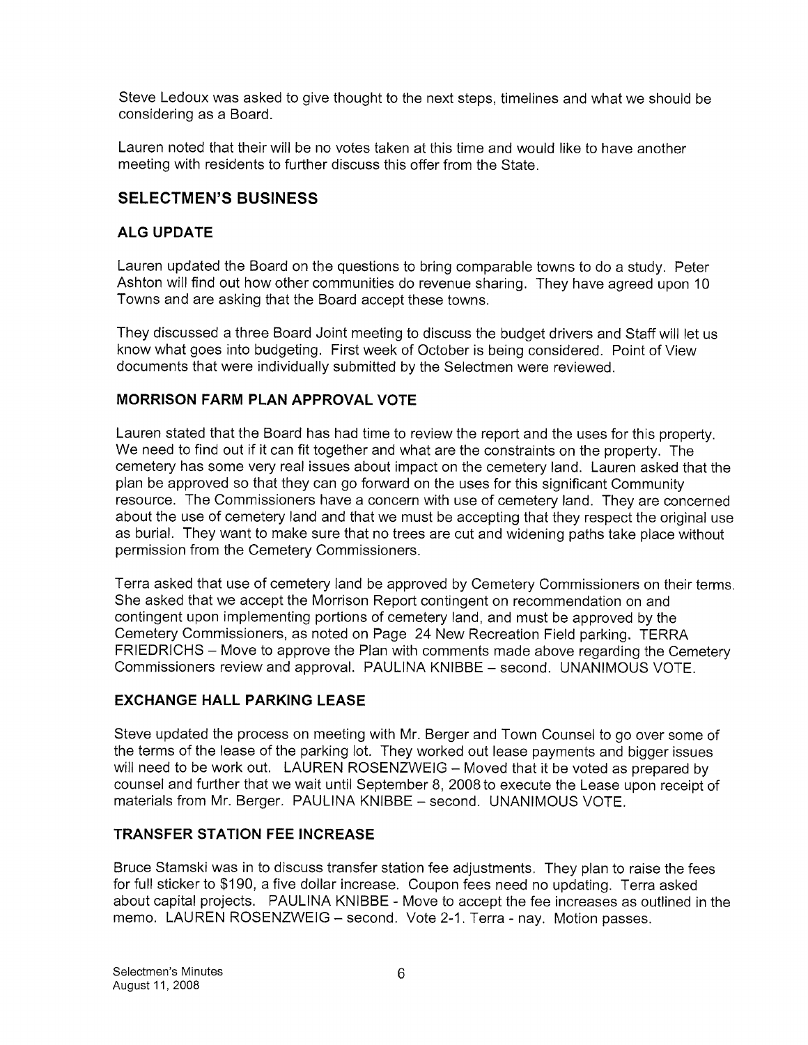Steve Ledoux was asked to give thought to the next steps, timelines and what we should be considering as a Board.

Lauren noted that their will be no votes taken at this time and would like to have another meeting with residents to further discuss this offer from the State.

## SELECTMEN'S BUSINESS

### ALG UPDATE

Lauren updated the Board on the questions to bring comparable towns to do a study. Peter Ashton will find out how other communities do revenue sharing. They have agreed upon 10 Towns and are asking that the Board accept these towns.

They discussed a three Board Joint meeting to discuss the budget drivers and Staff will let us know what goes into budgeting. First week of October is being considered. Point of View documents that were individually submitted by the Selectmen were reviewed.

### MORRISON FARM PLAN APPROVAL VOTE

Lauren stated that the Board has had time to review the report and the uses for this property. We need to find out if it can fit together and what are the constraints on the property. The cemetery has some very real issues about impact on the cemetery land. Lauren asked that the plan be approved so that they can go forward on the uses for this significant Community resource. The Commissioners have a concern with use of cemetery land. They are concerned about the use of cemetery land and that we must be accepting that they respect the original use as burial. They want to make sure that no trees are cut and widening paths take place without permission from the Cemetery Commissioners.

Terra asked that use of cemetery land be approved by Cemetery Commissioners on their terms. She asked that we accept the Morrison Report contingent on recommendation on and contingent upon implementing portions of cemetery land, and must be approved by the Cemetery Commissioners, as noted on Page 24 New Recreation Field parking. TERRA FRIEDRICHS – Move to approve the Plan with comments made above regarding the Cemetery Commissioners review and approval. PAULINA KNIBBE – second. UNANIMOUS VOTE.

### EXCHANGE HALL PARKING LEASE

Steve updated the process on meeting with Mr. Berger and Town Counsel to go over some of the terms of the lease of the parking lot. They worked out lease payments and bigger issues will need to be work out. LAUREN ROSENZWEIG – Moved that it be voted as prepared by counsel and further that we wait until September 8, 2008 to execute the Lease upon receipt of materials from Mr. Berger. PAULINA KNIBBE – second. UNANIMOUS VOTE.

### TRANSFER STATION FEE INCREASE

Bruce Stamski was in to discuss transfer station fee adjustments. They plan to raise the fees for full sticker to $190, a five dollar increase. Coupon fees need no updating. Terra asked about capital projects. PAULINA KNIBBE - Move to accept the fee increases as outlined in the memo. LAUREN ROSENZWEIG – second. Vote 2-1. Terra - nay. Motion passes.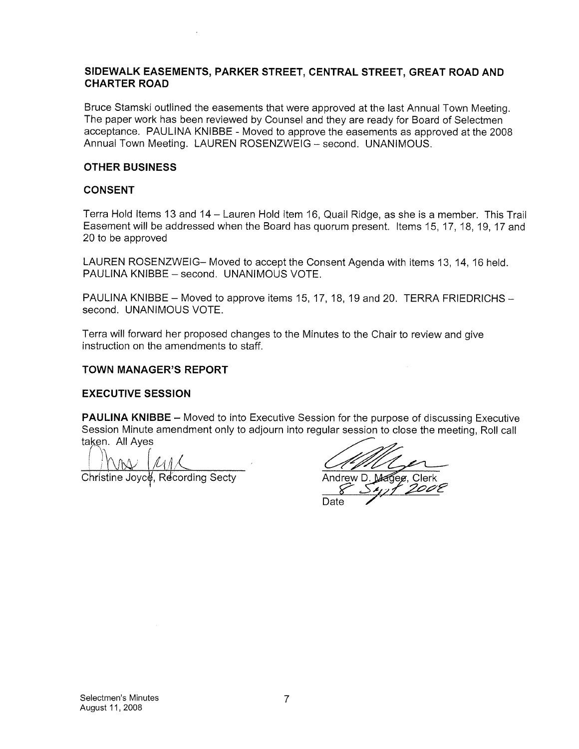## SIDEWALK EASEMENTS, PARKER STREET, CENTRAL STREET, GREAT ROAD AND CHARTER ROAD

Bruce Stamski outlined the easements that were approved at the last Annual Town Meeting. The paper work has been reviewed by Counsel and they are ready for Board of Selectmen acceptance. PAULINA KNIBBE - Moved to approve the easements as approved at the 2008 Annual Town Meeting. LAUREN ROSENZWEIG – second. UNANIMOUS.

## OTHER BUSINESS

## CONSENT

Terra Hold Items 13 and 14 – Lauren Hold Item 16, Quail Ridge, as she is a member. This Trail Easement will be addressed when the Board has quorum present. Items 15, 17, 18, 19, 17 and 20 to be approved

LAUREN ROSENZWEIG– Moved to accept the Consent Agenda with items 13, 14, 16 held. PAULINA KNIBBE – second. UNANIMOUS VOTE.

PAULINA KNIBBE – Moved to approve items 15, 17, 18, 19 and 20. TERRA FRIEDRICHS – second. UNANIMOUS VOTE.

Terra will forward her proposed changes to the Minutes to the Chair to review and give instruction on the amendments to staff.

## TOWN MANAGER'S REPORT

## EXECUTIVE SESSION

**PAULINA KNIBBE** – Moved to into Executive Session for the purpose of discussing Executive Session Minute amendment only to adjourn into regular session to close the meeting, Roll call taken. All Ayes

Christine Joyce, Recording Secty

Andrew D. Magee, Clerk

8 Sept 2008

Date